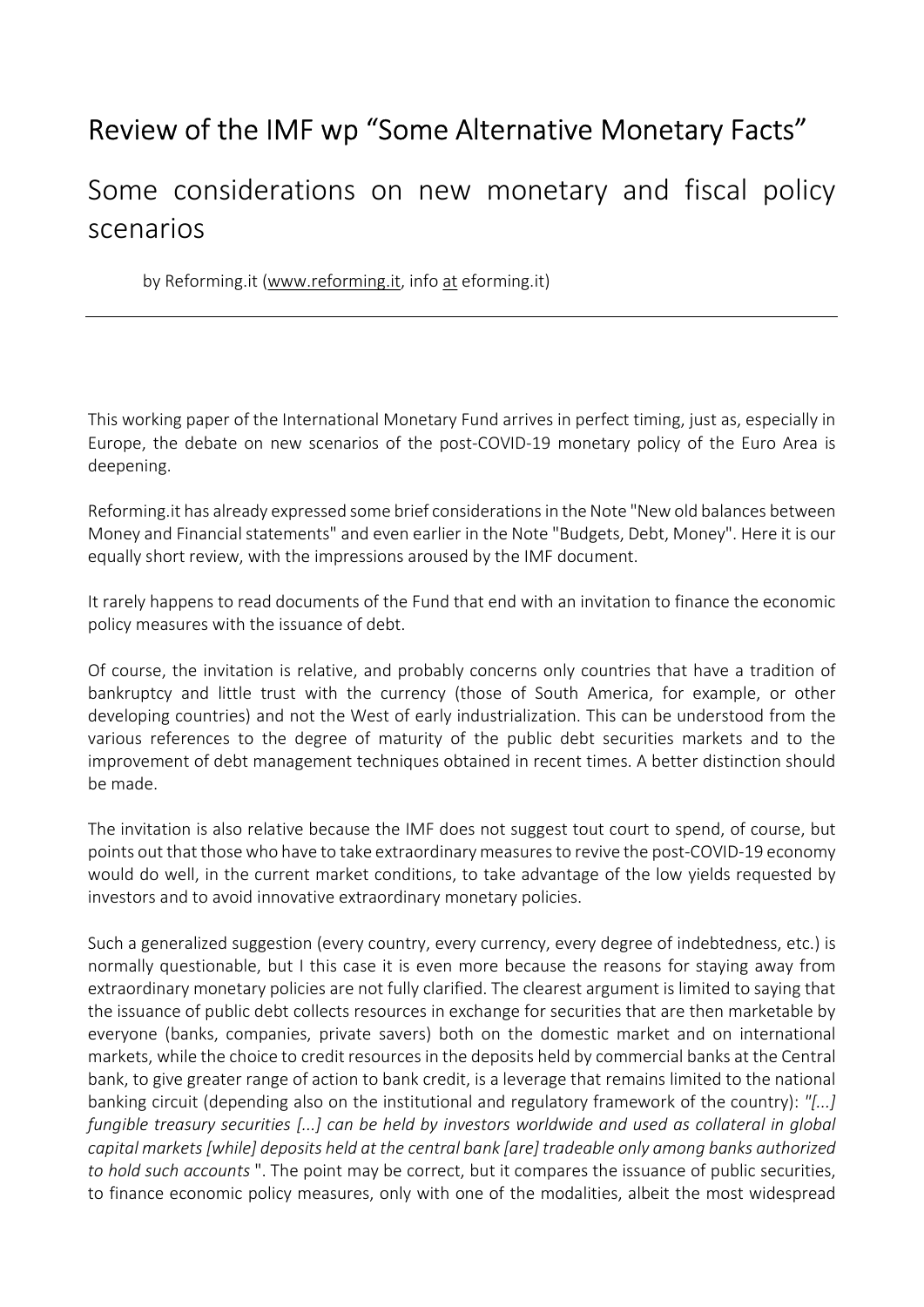# Review of the IMF wp "Some Alternative Monetary Facts"

## Some considerations on new monetary and fiscal policy scenarios

by Reforming.it (www.reforming.it, info at eforming.it)

---

This working paper of the International Monetary Fund arrives in perfect timing, just as, especially in Europe, the debate on new scenarios of the post-COVID-19 monetary policy of the Euro Area is deepening.

Reforming.it has already expressed some brief considerations in the Note "New old balances between Money and Financial statements" and even earlier in the Note "Budgets, Debt, Money". Here it is our equally short review, with the impressions aroused by the IMF document.

It rarely happens to read documents of the Fund that end with an invitation to finance the economic policy measures with the issuance of debt.

Of course, the invitation is relative, and probably concerns only countries that have a tradition of bankruptcy and little trust with the currency (those of South America, for example, or other developing countries) and not the West of early industrialization. This can be understood from the various references to the degree of maturity of the public debt securities markets and to the improvement of debt management techniques obtained in recent times. A better distinction should be made.

The invitation is also relative because the IMF does not suggest tout court to spend, of course, but points out that those who have to take extraordinary measures to revive the post-COVID-19 economy would do well, in the current market conditions, to take advantage of the low yields requested by investors and to avoid innovative extraordinary monetary policies.

Such a generalized suggestion (every country, every currency, every degree of indebtedness, etc.) is normally questionable, but I this case it is even more because the reasons for staying away from extraordinary monetary policies are not fully clarified. The clearest argument is limited to saying that the issuance of public debt collects resources in exchange for securities that are then marketable by everyone (banks, companies, private savers) both on the domestic market and on international markets, while the choice to credit resources in the deposits held by commercial banks at the Central bank, to give greater range of action to bank credit, is a leverage that remains limited to the national banking circuit (depending also on the institutional and regulatory framework of the country): *"[...] fungible treasury securities [...] can be held by investors worldwide and used as collateral in global capital markets [while] deposits held at the central bank [are] tradeable only among banks authorized to hold such accounts* ". The point may be correct, but it compares the issuance of public securities, to finance economic policy measures, only with one of the modalities, albeit the most widespread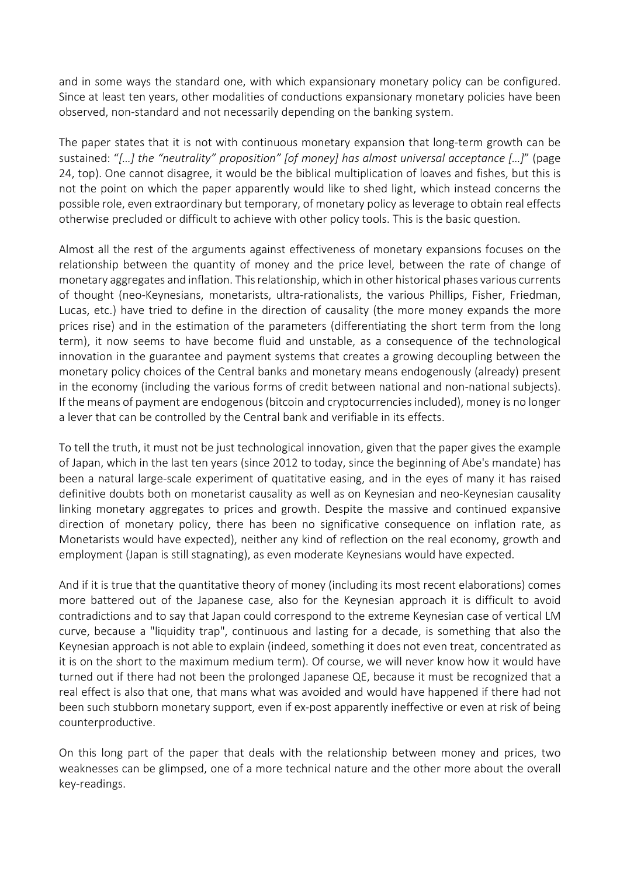and in some ways the standard one, with which expansionary monetary policy can be configured. Since at least ten years, other modalities of conductions expansionary monetary policies have been observed, non-standard and not necessarily depending on the banking system.

The paper states that it is not with continuous monetary expansion that long-term growth can be sustained: "*[…] the "neutrality" proposition" [of money] has almost universal acceptance […]*" (page 24, top). One cannot disagree, it would be the biblical multiplication of loaves and fishes, but this is not the point on which the paper apparently would like to shed light, which instead concerns the possible role, even extraordinary but temporary, of monetary policy as leverage to obtain real effects otherwise precluded or difficult to achieve with other policy tools. This is the basic question.

Almost all the rest of the arguments against effectiveness of monetary expansions focuses on the relationship between the quantity of money and the price level, between the rate of change of monetary aggregates and inflation. This relationship, which in other historical phases various currents of thought (neo-Keynesians, monetarists, ultra-rationalists, the various Phillips, Fisher, Friedman, Lucas, etc.) have tried to define in the direction of causality (the more money expands the more prices rise) and in the estimation of the parameters (differentiating the short term from the long term), it now seems to have become fluid and unstable, as a consequence of the technological innovation in the guarantee and payment systems that creates a growing decoupling between the monetary policy choices of the Central banks and monetary means endogenously (already) present in the economy (including the various forms of credit between national and non-national subjects). If the means of payment are endogenous (bitcoin and cryptocurrencies included), money is no longer a lever that can be controlled by the Central bank and verifiable in its effects.

To tell the truth, it must not be just technological innovation, given that the paper gives the example of Japan, which in the last ten years (since 2012 to today, since the beginning of Abe's mandate) has been a natural large-scale experiment of qutitative easing, and in the eyes of many it has raised definitive doubts both on monetarist causality as well as on Keynesian and neo-Keynesian causality linking monetary aggregates to prices and growth. Despite the massive and continued expansive direction of monetary policy, there has been no significative consequence on inflation rate, as Monetarists would have expected), neither any kind of reflection on the real economy, growth and employment (Japan is still stagnating), as even moderate Keynesians would have expected.

And if it is true that the quantitative theory of money (including its most recent elaborations) comes more battered out of the Japanese case, also for the Keynesian approach it is difficult to avoid contradictions and to say that Japan could correspond to the extreme Keynesian case of vertical LM curve, because a "liquidity trap", continuous and lasting for a decade, is something that also the Keynesian approach is not able to explain (indeed, something it does not even treat, concentrated as it is on the short to the maximum medium term). Of course, we will never know how it would have turned out if there had not been the prolonged Japanese QE, because it must be recognized that a real effect is also that one, that mans what was avoided and would have happened if there had not been such stubborn monetary support, even if ex-post apparently ineffective or even at risk of being counterproductive.

On this long part of the paper that deals with the relationship between money and prices, two weaknesses can be glimpsed, one of a more technical nature and the other more about the overall key-readings.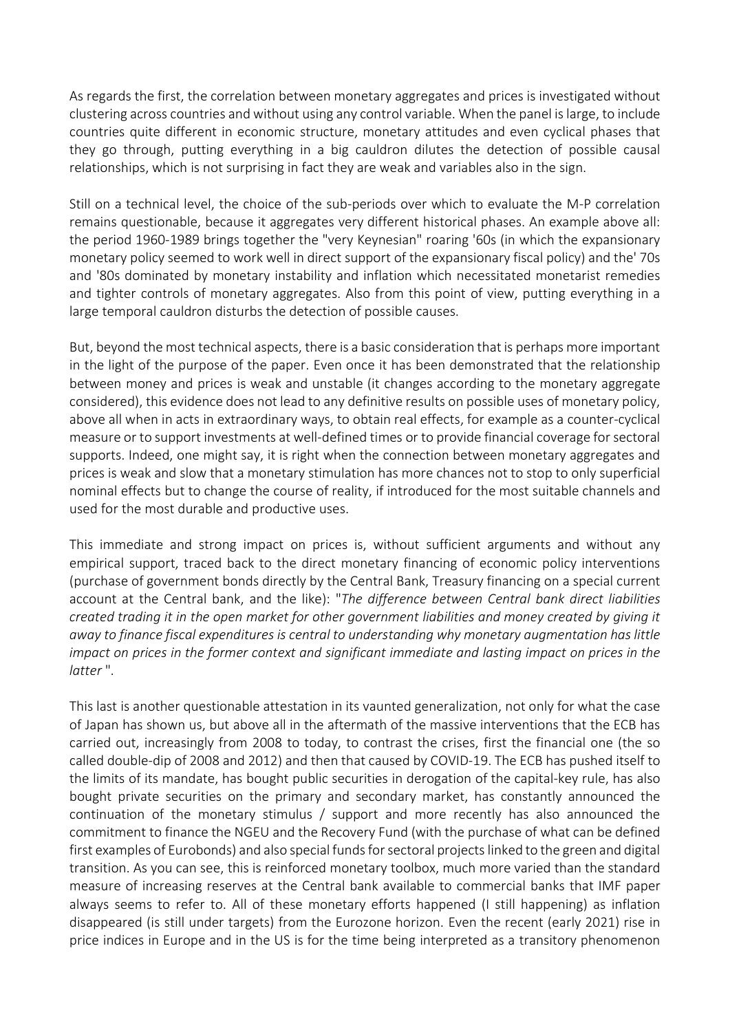As regards the first, the correlation between monetary aggregates and prices is investigated without clustering across countries and without using any control variable. When the panel is large, to include countries quite different in economic structure, monetary attitudes and even cyclical phases that they go through, putting everything in a big cauldron dilutes the detection of possible causal relationships, which is not surprising in fact they are weak and variables also in the sign.

Still on a technical level, the choice of the sub-periods over which to evaluate the M-P correlation remains questionable, because it aggregates very different historical phases. An example above all: the period 1960-1989 brings together the "very Keynesian" roaring '60s (in which the expansionary monetary policy seemed to work well in direct support of the expansionary fiscal policy) and the' 70s and '80s dominated by monetary instability and inflation which necessitated monetarist remedies and tighter controls of monetary aggregates. Also from this point of view, putting everything in a large temporal cauldron disturbs the detection of possible causes.

But, beyond the most technical aspects, there is a basic consideration that is perhaps more important in the light of the purpose of the paper. Even once it has been demonstrated that the relationship between money and prices is weak and unstable (it changes according to the monetary aggregate considered), this evidence does not lead to any definitive results on possible uses of monetary policy, above all when in acts in extraordinary ways, to obtain real effects, for example as a counter-cyclical measure or to support investments at well-defined times or to provide financial coverage for sectoral supports. Indeed, one might say, it is right when the connection between monetary aggregates and prices is weak and slow that a monetary stimulation has more chances not to stop to only superficial nominal effects but to change the course of reality, if introduced for the most suitable channels and used for the most durable and productive uses.

This immediate and strong impact on prices is, without sufficient arguments and without any empirical support, traced back to the direct monetary financing of economic policy interventions (purchase of government bonds directly by the Central Bank, Treasury financing on a special current account at the Central bank, and the like): "*The difference between Central bank direct liabilities created trading it in the open market for other government liabilities and money created by giving it away to finance fiscal expenditures is central to understanding why monetary augmentation has little impact on prices in the former context and significant immediate and lasting impact on prices in the latter* ".

This last is another questionable attestation in its vaunted generalization, not only for what the case of Japan has shown us, but above all in the aftermath of the massive interventions that the ECB has carried out, increasingly from 2008 to today, to contrast the crises, first the financial one (the so called double-dip of 2008 and 2012) and then that caused by COVID-19. The ECB has pushed itself to the limits of its mandate, has bought public securities in derogation of the capital-key rule, has also bought private securities on the primary and secondary market, has constantly announced the continuation of the monetary stimulus / support and more recently has also announced the commitment to finance the NGEU and the Recovery Fund (with the purchase of what can be defined first examples of Eurobonds) and also special funds for sectoral projects linked to the green and digital transition. As you can see, this is reinforced monetary toolbox, much more varied than the standard measure of increasing reserves at the Central bank available to commercial banks that IMF paper always seems to refer to. All of these monetary efforts happened (I still happening) as inflation disappeared (is still under targets) from the Eurozone horizon. Even the recent (early 2021) rise in price indices in Europe and in the US is for the time being interpreted as a transitory phenomenon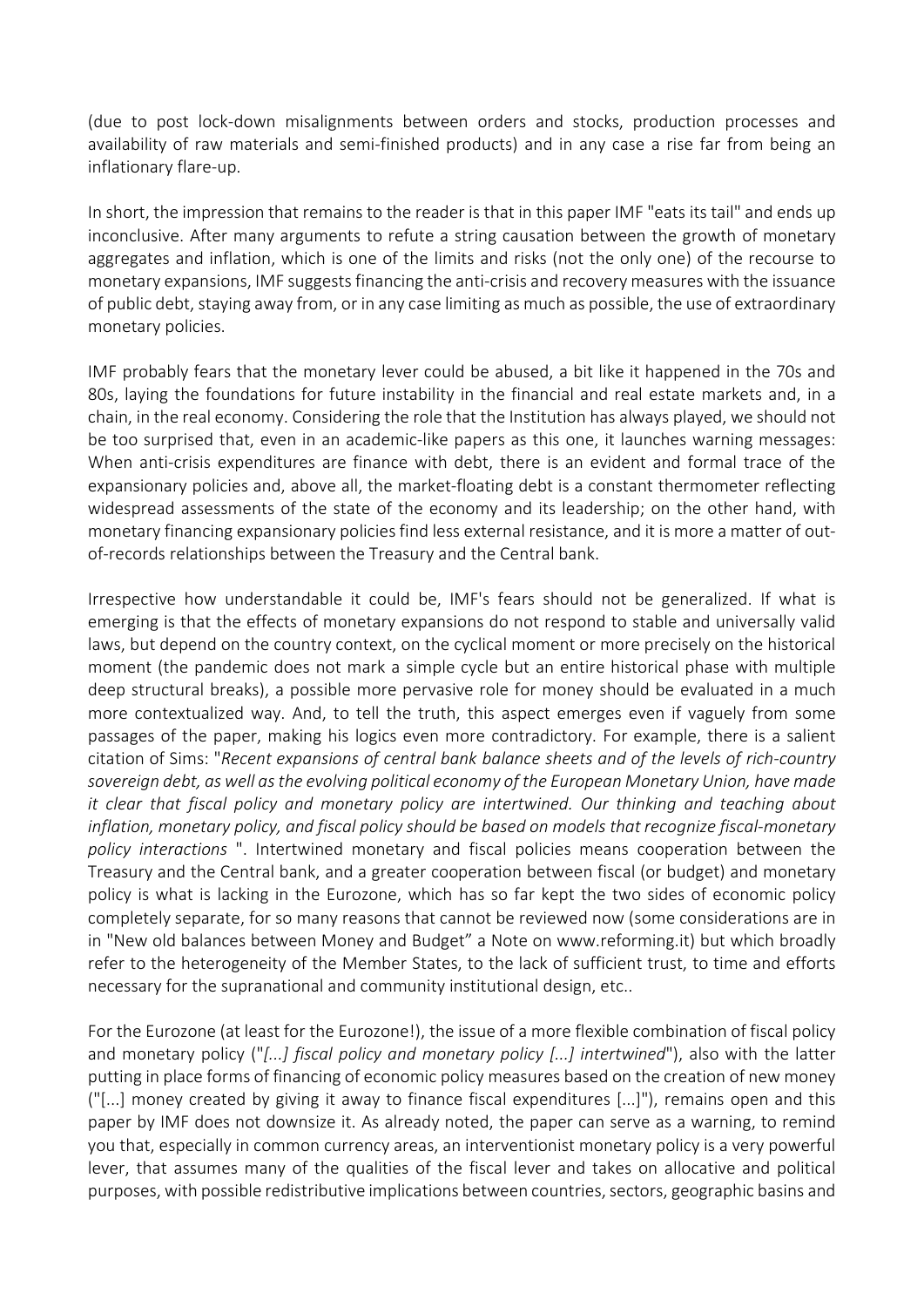(due to post lock-down misalignments between orders and stocks, production processes and availability of raw materials and semi-finished products) and in any case a rise far from being an inflationary flare-up.

In short, the impression that remains to the reader is that in this paper IMF "eats its tail" and ends up inconclusive. After many arguments to refute a string causation between the growth of monetary aggregates and inflation, which is one of the limits and risks (not the only one) of the recourse to monetary expansions, IMF suggests financing the anti-crisis and recovery measures with the issuance of public debt, staying away from, or in any case limiting as much as possible, the use of extraordinary monetary policies.

IMF probably fears that the monetary lever could be abused, a bit like it happened in the 70s and 80s, laying the foundations for future instability in the financial and real estate markets and, in a chain, in the real economy. Considering the role that the Institution has always played, we should not be too surprised that, even in an academic-like papers as this one, it launches warning messages: When anti-crisis expenditures are finance with debt, there is an evident and formal trace of the expansionary policies and, above all, the market-floating debt is a constant thermometer reflecting widespread assessments of the state of the economy and its leadership; on the other hand, with monetary financing expansionary policies find less external resistance, and it is more a matter of out-of-records relationships between the Treasury and the Central bank.

Irrespective how understandable it could be, IMF's fears should not be generalized. If what is emerging is that the effects of monetary expansions do not respond to stable and universally valid laws, but depend on the country context, on the cyclical moment or more precisely on the historical moment (the pandemic does not mark a simple cycle but an entire historical phase with multiple deep structural breaks), a possible more pervasive role for money should be evaluated in a much more contextualized way. And, to tell the truth, this aspect emerges even if vaguely from some passages of the paper, making his logics even more contradictory. For example, there is a salient citation of Sims: "*Recent expansions of central bank balance sheets and of the levels of rich-country sovereign debt, as well as the evolving political economy of the European Monetary Union, have made it clear that fiscal policy and monetary policy are intertwined. Our thinking and teaching about inflation, monetary policy, and fiscal policy should be based on models that recognize fiscal-monetary policy interactions* ". Intertwined monetary and fiscal policies means cooperation between the Treasury and the Central bank, and a greater cooperation between fiscal (or budget) and monetary policy is what is lacking in the Eurozone, which has so far kept the two sides of economic policy completely separate, for so many reasons that cannot be reviewed now (some considerations are in in "New old balances between Money and Budget" a Note on www.reforming.it) but which broadly refer to the heterogeneity of the Member States, to the lack of sufficient trust, to time and efforts necessary for the supranational and community institutional design, etc..

For the Eurozone (at least for the Eurozone!), the issue of a more flexible combination of fiscal policy and monetary policy ("*[...] fiscal policy and monetary policy [...] intertwined*"), also with the latter putting in place forms of financing of economic policy measures based on the creation of new money ("[...] money created by giving it away to finance fiscal expenditures [...]"), remains open and this paper by IMF does not downsize it. As already noted, the paper can serve as a warning, to remind you that, especially in common currency areas, an interventionist monetary policy is a very powerful lever, that assumes many of the qualities of the fiscal lever and takes on allocative and political purposes, with possible redistributive implications between countries, sectors, geographic basins and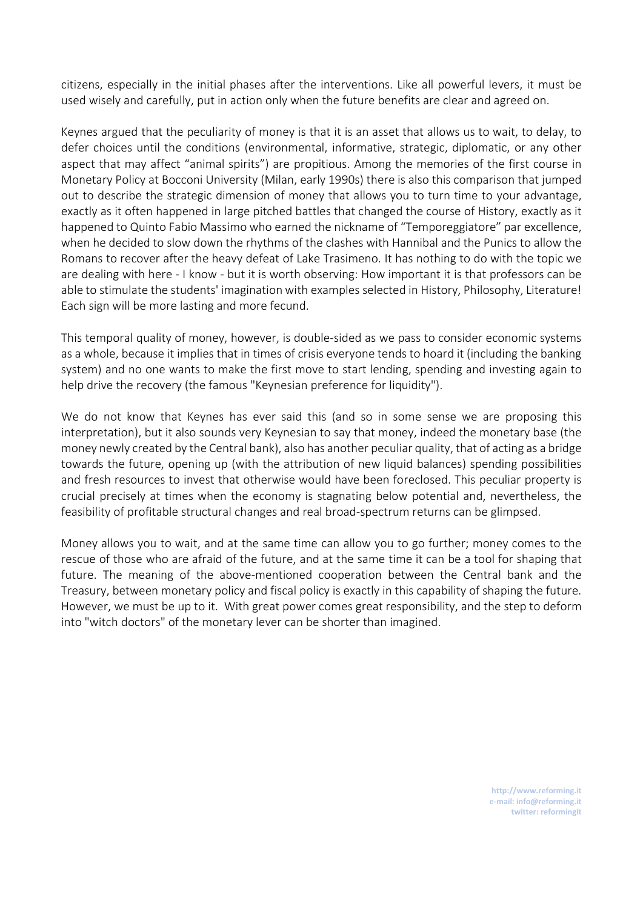citizens, especially in the initial phases after the interventions. Like all powerful levers, it must be used wisely and carefully, put in action only when the future benefits are clear and agreed on.

Keynes argued that the peculiarity of money is that it is an asset that allows us to wait, to delay, to defer choices until the conditions (environmental, informative, strategic, diplomatic, or any other aspect that may affect "animal spirits") are propitious. Among the memories of the first course in Monetary Policy at Bocconi University (Milan, early 1990s) there is also this comparison that jumped out to describe the strategic dimension of money that allows you to turn time to your advantage, exactly as it often happened in large pitched battles that changed the course of History, exactly as it happened to Quinto Fabio Massimo who earned the nickname of "Temporeggiatore" par excellence, when he decided to slow down the rhythms of the clashes with Hannibal and the Punics to allow the Romans to recover after the heavy defeat of Lake Trasimeno. It has nothing to do with the topic we are dealing with here - I know - but it is worth observing: How important it is that professors can be able to stimulate the students' imagination with examples selected in History, Philosophy, Literature! Each sign will be more lasting and more fecund.

This temporal quality of money, however, is double-sided as we pass to consider economic systems as a whole, because it implies that in times of crisis everyone tends to hoard it (including the banking system) and no one wants to make the first move to start lending, spending and investing again to help drive the recovery (the famous "Keynesian preference for liquidity").

We do not know that Keynes has ever said this (and so in some sense we are proposing this interpretation), but it also sounds very Keynesian to say that money, indeed the monetary base (the money newly created by the Central bank), also has another peculiar quality, that of acting as a bridge towards the future, opening up (with the attribution of new liquid balances) spending possibilities and fresh resources to invest that otherwise would have been foreclosed. This peculiar property is crucial precisely at times when the economy is stagnating below potential and, nevertheless, the feasibility of profitable structural changes and real broad-spectrum returns can be glimpsed.

Money allows you to wait, and at the same time can allow you to go further; money comes to the rescue of those who are afraid of the future, and at the same time it can be a tool for shaping that future. The meaning of the above-mentioned cooperation between the Central bank and the Treasury, between monetary policy and fiscal policy is exactly in this capability of shaping the future. However, we must be up to it. With great power comes great responsibility, and the step to deform into "witch doctors" of the monetary lever can be shorter than imagined.